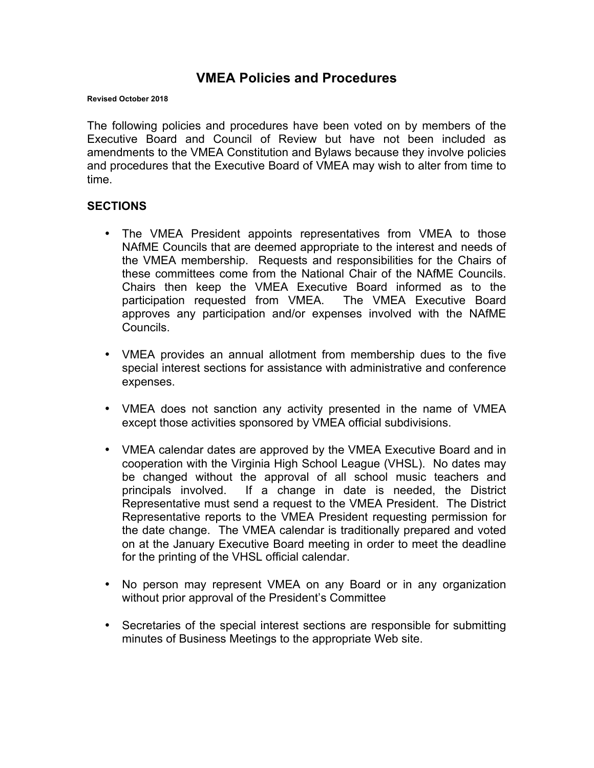# VMEA Policies and Procedures

**Revised October 2018**

The following policies and procedures have been voted on by members of the Executive Board and Council of Review but have not been included as amendments to the VMEA Constitution and Bylaws because they involve policies and procedures that the Executive Board of VMEA may wish to alter from time to time.

## SECTIONS

- The VMEA President appoints representatives from VMEA to those NAfME Councils that are deemed appropriate to the interest and needs of the VMEA membership. Requests and responsibilities for the Chairs of these committees come from the National Chair of the NAfME Councils. Chairs then keep the VMEA Executive Board informed as to the participation requested from VMEA. The VMEA Executive Board approves any participation and/or expenses involved with the NAfME Councils.

- VMEA provides an annual allotment from membership dues to the five special interest sections for assistance with administrative and conference expenses.

- VMEA does not sanction any activity presented in the name of VMEA except those activities sponsored by VMEA official subdivisions.

- VMEA calendar dates are approved by the VMEA Executive Board and in cooperation with the Virginia High School League (VHSL). No dates may be changed without the approval of all school music teachers and principals involved. If a change in date is needed, the District Representative must send a request to the VMEA President. The District Representative reports to the VMEA President requesting permission for the date change. The VMEA calendar is traditionally prepared and voted on at the January Executive Board meeting in order to meet the deadline for the printing of the VHSL official calendar.

- No person may represent VMEA on any Board or in any organization without prior approval of the President's Committee

- Secretaries of the special interest sections are responsible for submitting minutes of Business Meetings to the appropriate Web site.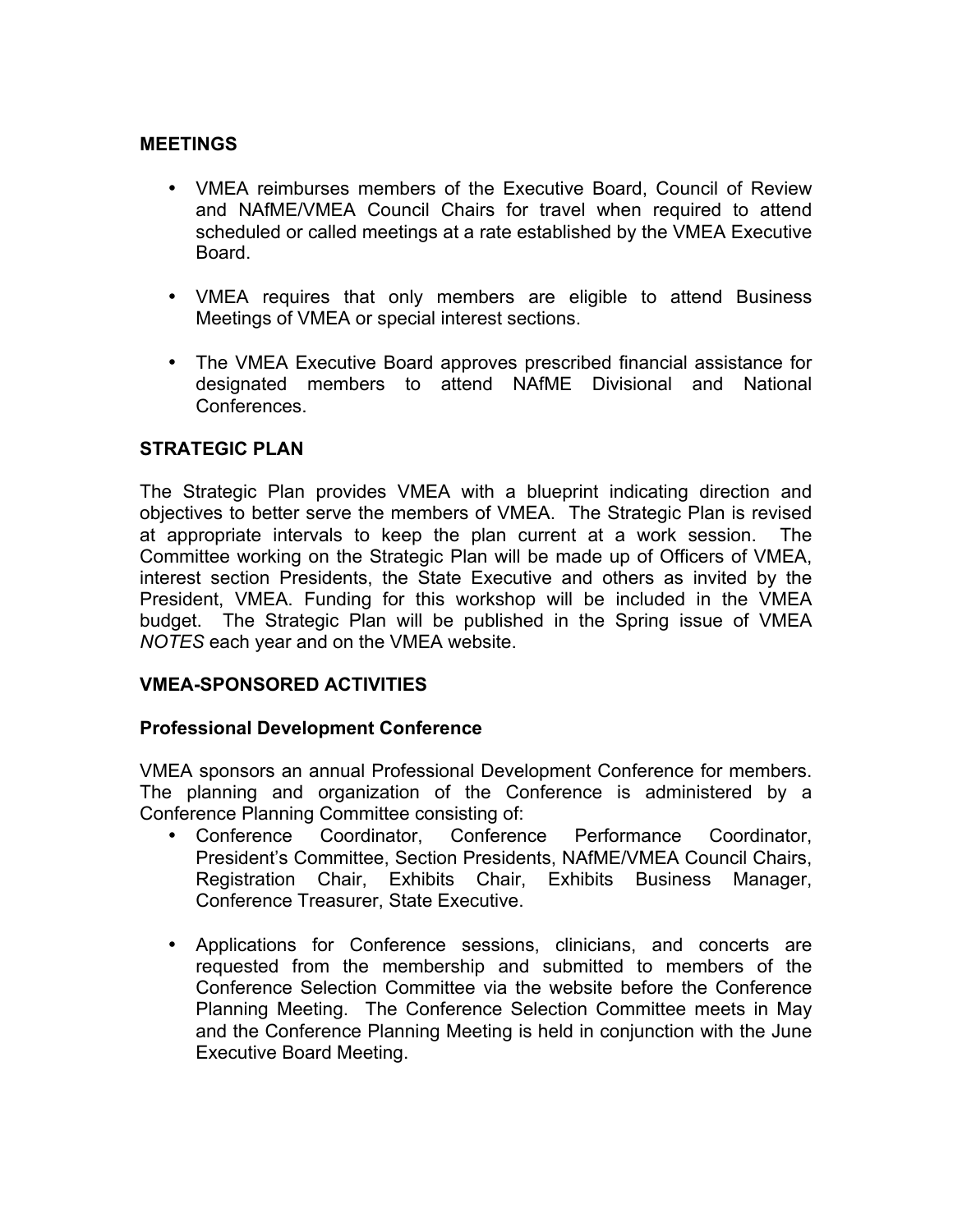## MEETINGS

- VMEA reimburses members of the Executive Board, Council of Review and NAfME/VMEA Council Chairs for travel when required to attend scheduled or called meetings at a rate established by the VMEA Executive Board.

- VMEA requires that only members are eligible to attend Business Meetings of VMEA or special interest sections.

- The VMEA Executive Board approves prescribed financial assistance for designated members to attend NAfME Divisional and National Conferences.

## STRATEGIC PLAN

The Strategic Plan provides VMEA with a blueprint indicating direction and objectives to better serve the members of VMEA. The Strategic Plan is revised at appropriate intervals to keep the plan current at a work session. The Committee working on the Strategic Plan will be made up of Officers of VMEA, interest section Presidents, the State Executive and others as invited by the President, VMEA. Funding for this workshop will be included in the VMEA budget. The Strategic Plan will be published in the Spring issue of VMEA *NOTES* each year and on the VMEA website.

## VMEA-SPONSORED ACTIVITIES

### Professional Development Conference

VMEA sponsors an annual Professional Development Conference for members. The planning and organization of the Conference is administered by a Conference Planning Committee consisting of:

- Conference Coordinator, Conference Performance Coordinator, President's Committee, Section Presidents, NAfME/VMEA Council Chairs, Registration Chair, Exhibits Chair, Exhibits Business Manager, Conference Treasurer, State Executive.

- Applications for Conference sessions, clinicians, and concerts are requested from the membership and submitted to members of the Conference Selection Committee via the website before the Conference Planning Meeting. The Conference Selection Committee meets in May and the Conference Planning Meeting is held in conjunction with the June Executive Board Meeting.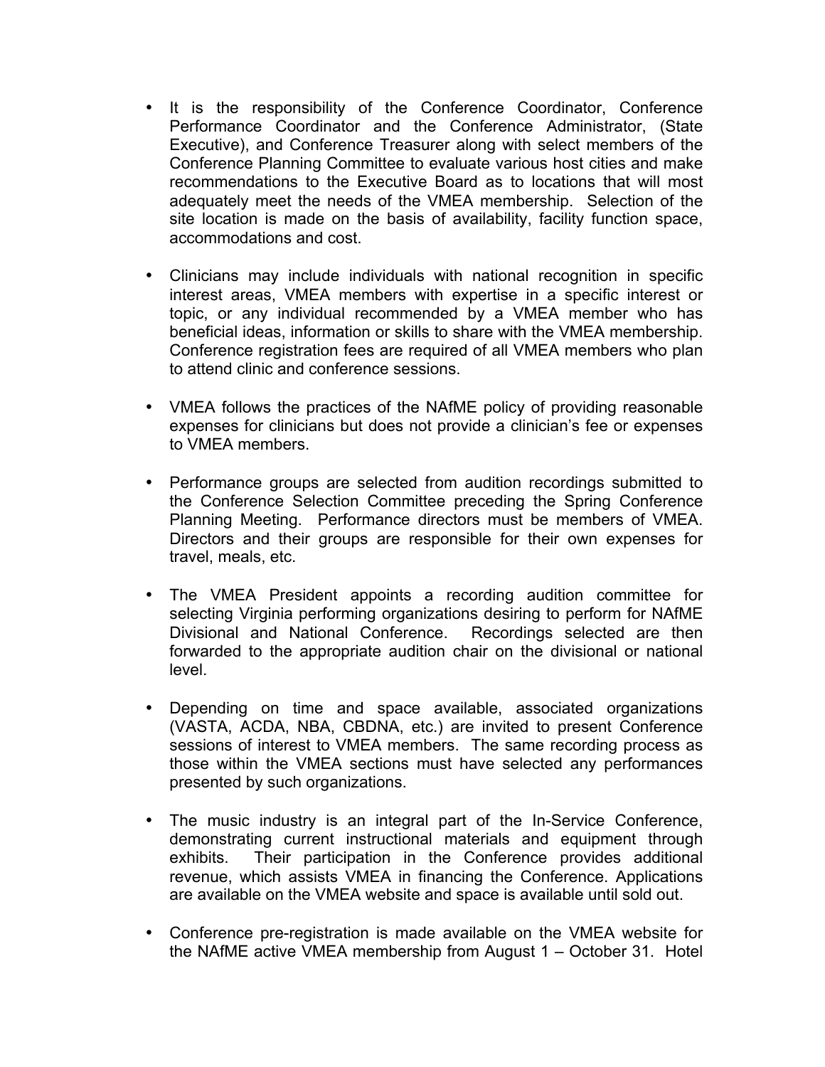- It is the responsibility of the Conference Coordinator, Conference Performance Coordinator and the Conference Administrator, (State Executive), and Conference Treasurer along with select members of the Conference Planning Committee to evaluate various host cities and make recommendations to the Executive Board as to locations that will most adequately meet the needs of the VMEA membership. Selection of the site location is made on the basis of availability, facility function space, accommodations and cost.

- Clinicians may include individuals with national recognition in specific interest areas, VMEA members with expertise in a specific interest or topic, or any individual recommended by a VMEA member who has beneficial ideas, information or skills to share with the VMEA membership. Conference registration fees are required of all VMEA members who plan to attend clinic and conference sessions.

- VMEA follows the practices of the NAfME policy of providing reasonable expenses for clinicians but does not provide a clinician's fee or expenses to VMEA members.

- Performance groups are selected from audition recordings submitted to the Conference Selection Committee preceding the Spring Conference Planning Meeting. Performance directors must be members of VMEA. Directors and their groups are responsible for their own expenses for travel, meals, etc.

- The VMEA President appoints a recording audition committee for selecting Virginia performing organizations desiring to perform for NAfME Divisional and National Conference. Recordings selected are then forwarded to the appropriate audition chair on the divisional or national level.

- Depending on time and space available, associated organizations (VASTA, ACDA, NBA, CBDNA, etc.) are invited to present Conference sessions of interest to VMEA members. The same recording process as those within the VMEA sections must have selected any performances presented by such organizations.

- The music industry is an integral part of the In-Service Conference, demonstrating current instructional materials and equipment through exhibits. Their participation in the Conference provides additional revenue, which assists VMEA in financing the Conference. Applications are available on the VMEA website and space is available until sold out.

- Conference pre-registration is made available on the VMEA website for the NAfME active VMEA membership from August 1 – October 31. Hotel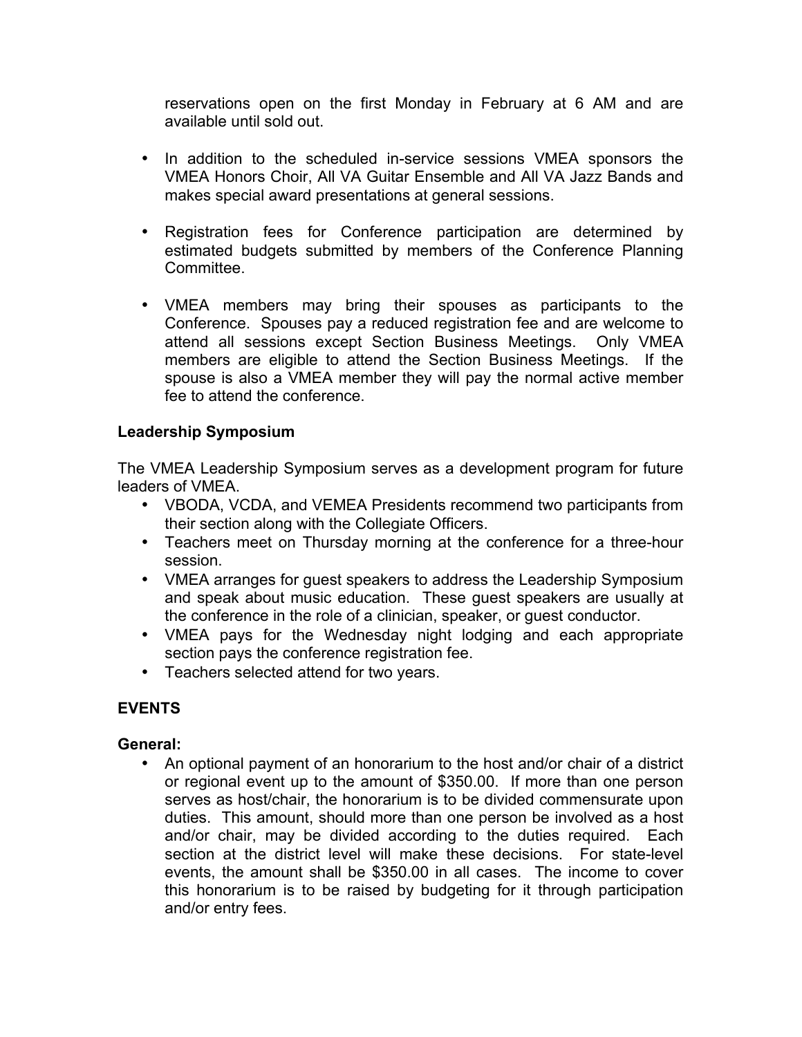reservations open on the first Monday in February at 6 AM and are available until sold out.

- In addition to the scheduled in-service sessions VMEA sponsors the VMEA Honors Choir, All VA Guitar Ensemble and All VA Jazz Bands and makes special award presentations at general sessions.
- Registration fees for Conference participation are determined by estimated budgets submitted by members of the Conference Planning Committee.
- VMEA members may bring their spouses as participants to the Conference. Spouses pay a reduced registration fee and are welcome to attend all sessions except Section Business Meetings. Only VMEA members are eligible to attend the Section Business Meetings. If the spouse is also a VMEA member they will pay the normal active member fee to attend the conference.

**Leadership Symposium**

The VMEA Leadership Symposium serves as a development program for future leaders of VMEA.

- VBODA, VCDA, and VEMEA Presidents recommend two participants from their section along with the Collegiate Officers.
- Teachers meet on Thursday morning at the conference for a three-hour session.
- VMEA arranges for guest speakers to address the Leadership Symposium and speak about music education. These guest speakers are usually at the conference in the role of a clinician, speaker, or guest conductor.
- VMEA pays for the Wednesday night lodging and each appropriate section pays the conference registration fee.
- Teachers selected attend for two years.

## EVENTS

**General:**

- An optional payment of an honorarium to the host and/or chair of a district or regional event up to the amount of $350.00. If more than one person serves as host/chair, the honorarium is to be divided commensurate upon duties. This amount, should more than one person be involved as a host and/or chair, may be divided according to the duties required. Each section at the district level will make these decisions. For state-level events, the amount shall be $350.00 in all cases. The income to cover this honorarium is to be raised by budgeting for it through participation and/or entry fees.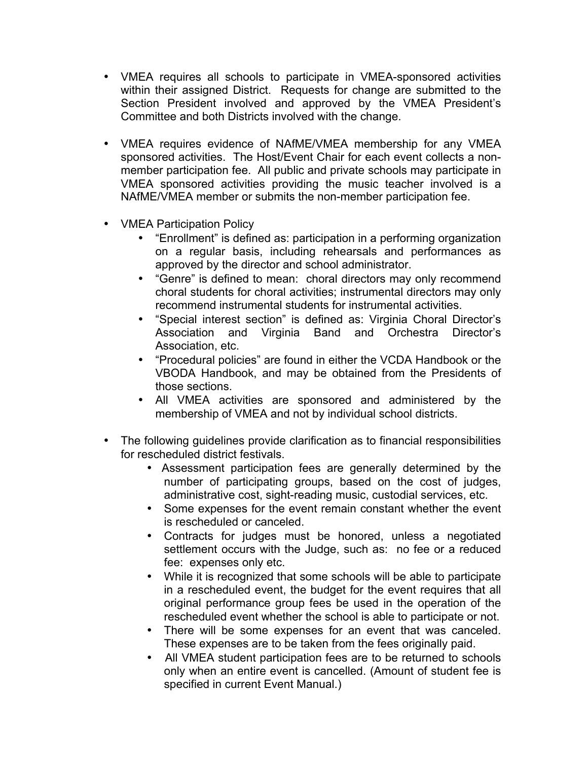- VMEA requires all schools to participate in VMEA-sponsored activities within their assigned District. Requests for change are submitted to the Section President involved and approved by the VMEA President's Committee and both Districts involved with the change.

- VMEA requires evidence of NAfME/VMEA membership for any VMEA sponsored activities. The Host/Event Chair for each event collects a non-member participation fee. All public and private schools may participate in VMEA sponsored activities providing the music teacher involved is a NAfME/VMEA member or submits the non-member participation fee.

- VMEA Participation Policy
  - "Enrollment" is defined as: participation in a performing organization on a regular basis, including rehearsals and performances as approved by the director and school administrator.
  - "Genre" is defined to mean: choral directors may only recommend choral students for choral activities; instrumental directors may only recommend instrumental students for instrumental activities.
  - "Special interest section" is defined as: Virginia Choral Director's Association and Virginia Band and Orchestra Director's Association, etc.
  - "Procedural policies" are found in either the VCDA Handbook or the VBODA Handbook, and may be obtained from the Presidents of those sections.
  - All VMEA activities are sponsored and administered by the membership of VMEA and not by individual school districts.

- The following guidelines provide clarification as to financial responsibilities for rescheduled district festivals.
  - Assessment participation fees are generally determined by the number of participating groups, based on the cost of judges, administrative cost, sight-reading music, custodial services, etc.
  - Some expenses for the event remain constant whether the event is rescheduled or canceled.
  - Contracts for judges must be honored, unless a negotiated settlement occurs with the Judge, such as: no fee or a reduced fee: expenses only etc.
  - While it is recognized that some schools will be able to participate in a rescheduled event, the budget for the event requires that all original performance group fees be used in the operation of the rescheduled event whether the school is able to participate or not.
  - There will be some expenses for an event that was canceled. These expenses are to be taken from the fees originally paid.
  - All VMEA student participation fees are to be returned to schools only when an entire event is cancelled. (Amount of student fee is specified in current Event Manual.)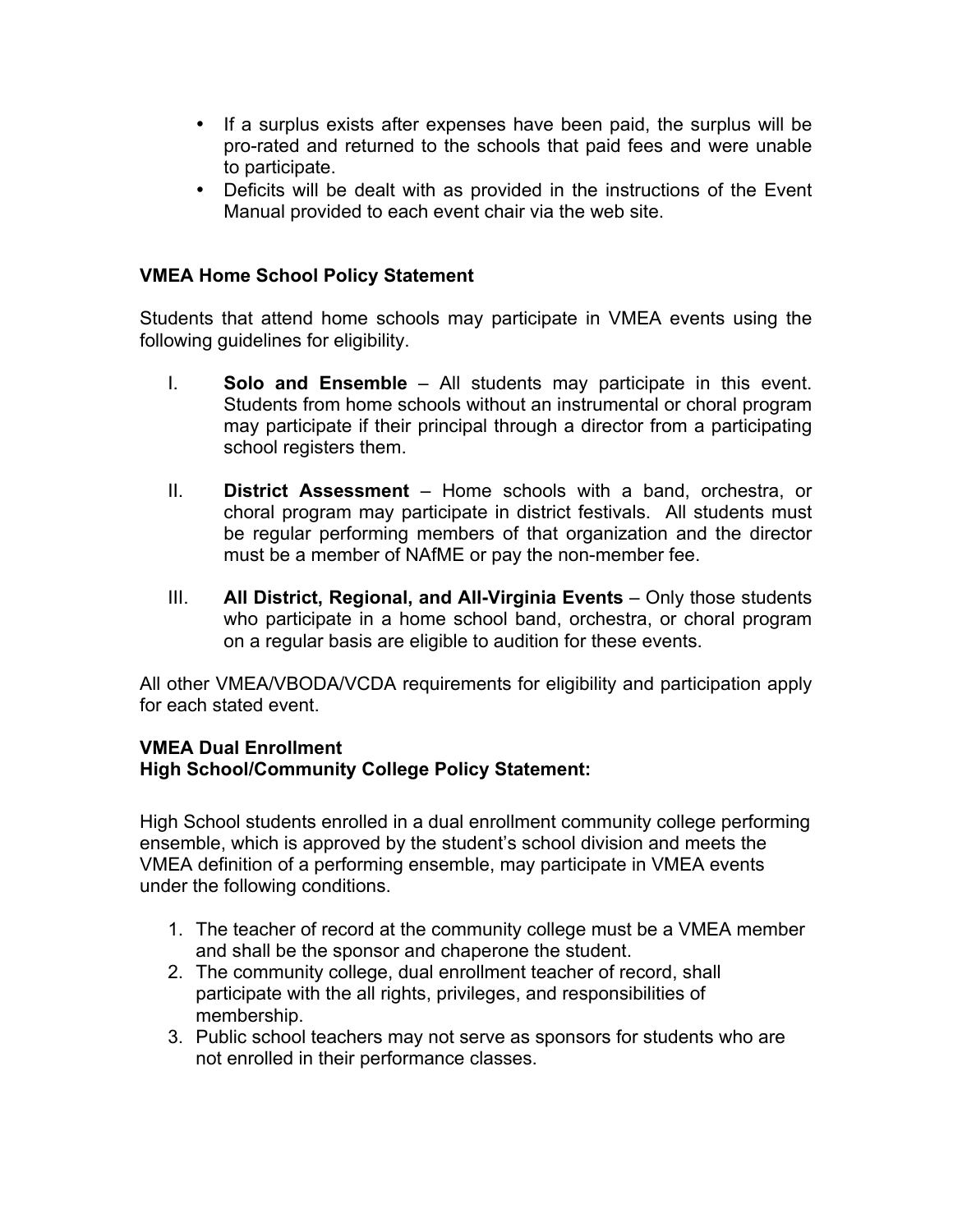- If a surplus exists after expenses have been paid, the surplus will be pro-rated and returned to the schools that paid fees and were unable to participate.
- Deficits will be dealt with as provided in the instructions of the Event Manual provided to each event chair via the web site.

**VMEA Home School Policy Statement**

Students that attend home schools may participate in VMEA events using the following guidelines for eligibility.

I. **Solo and Ensemble** – All students may participate in this event. Students from home schools without an instrumental or choral program may participate if their principal through a director from a participating school registers them.

II. **District Assessment** – Home schools with a band, orchestra, or choral program may participate in district festivals. All students must be regular performing members of that organization and the director must be a member of NAfME or pay the non-member fee.

III. **All District, Regional, and All-Virginia Events** – Only those students who participate in a home school band, orchestra, or choral program on a regular basis are eligible to audition for these events.

All other VMEA/VBODA/VCDA requirements for eligibility and participation apply for each stated event.

**VMEA Dual Enrollment**
**High School/Community College Policy Statement:**

High School students enrolled in a dual enrollment community college performing ensemble, which is approved by the student's school division and meets the VMEA definition of a performing ensemble, may participate in VMEA events under the following conditions.

1. The teacher of record at the community college must be a VMEA member and shall be the sponsor and chaperone the student.
2. The community college, dual enrollment teacher of record, shall participate with the all rights, privileges, and responsibilities of membership.
3. Public school teachers may not serve as sponsors for students who are not enrolled in their performance classes.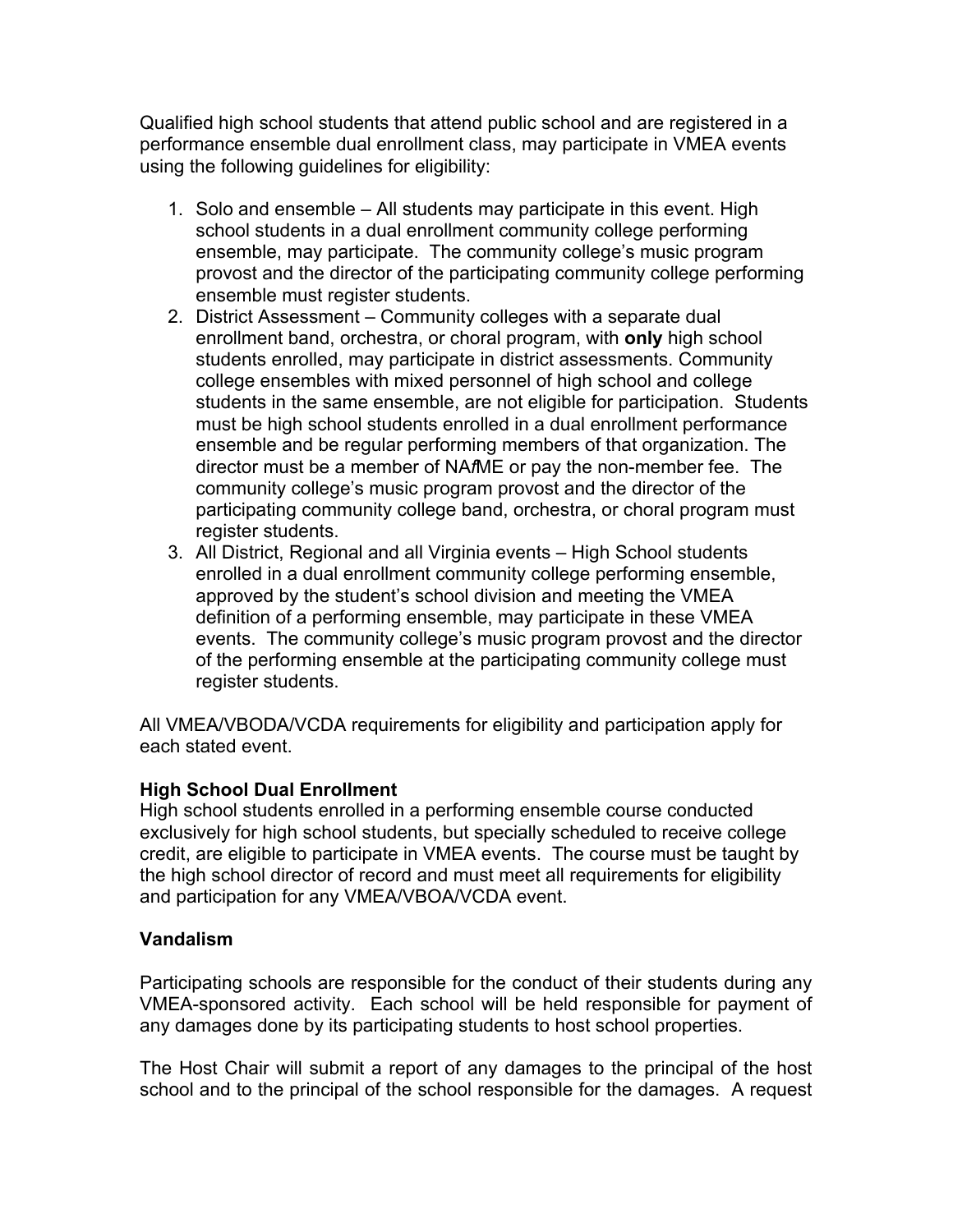Qualified high school students that attend public school and are registered in a performance ensemble dual enrollment class, may participate in VMEA events using the following guidelines for eligibility:

1. Solo and ensemble – All students may participate in this event. High school students in a dual enrollment community college performing ensemble, may participate. The community college's music program provost and the director of the participating community college performing ensemble must register students.
2. District Assessment – Community colleges with a separate dual enrollment band, orchestra, or choral program, with **only** high school students enrolled, may participate in district assessments. Community college ensembles with mixed personnel of high school and college students in the same ensemble, are not eligible for participation. Students must be high school students enrolled in a dual enrollment performance ensemble and be regular performing members of that organization. The director must be a member of NA*f*ME or pay the non-member fee. The community college's music program provost and the director of the participating community college band, orchestra, or choral program must register students.
3. All District, Regional and all Virginia events – High School students enrolled in a dual enrollment community college performing ensemble, approved by the student's school division and meeting the VMEA definition of a performing ensemble, may participate in these VMEA events. The community college's music program provost and the director of the performing ensemble at the participating community college must register students.

All VMEA/VBODA/VCDA requirements for eligibility and participation apply for each stated event.

**High School Dual Enrollment**

High school students enrolled in a performing ensemble course conducted exclusively for high school students, but specially scheduled to receive college credit, are eligible to participate in VMEA events. The course must be taught by the high school director of record and must meet all requirements for eligibility and participation for any VMEA/VBOA/VCDA event.

**Vandalism**

Participating schools are responsible for the conduct of their students during any VMEA-sponsored activity. Each school will be held responsible for payment of any damages done by its participating students to host school properties.

The Host Chair will submit a report of any damages to the principal of the host school and to the principal of the school responsible for the damages. A request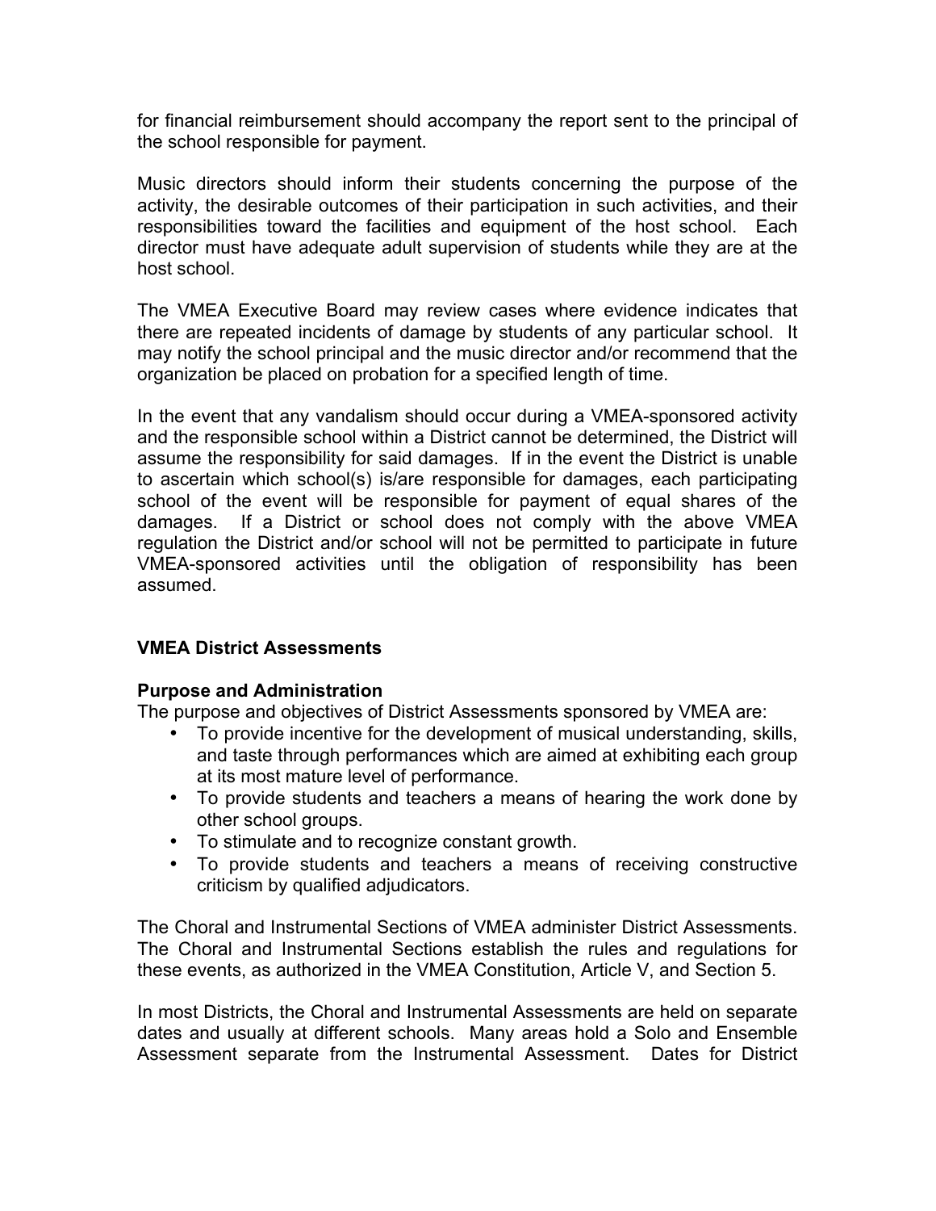for financial reimbursement should accompany the report sent to the principal of the school responsible for payment.

Music directors should inform their students concerning the purpose of the activity, the desirable outcomes of their participation in such activities, and their responsibilities toward the facilities and equipment of the host school. Each director must have adequate adult supervision of students while they are at the host school.

The VMEA Executive Board may review cases where evidence indicates that there are repeated incidents of damage by students of any particular school. It may notify the school principal and the music director and/or recommend that the organization be placed on probation for a specified length of time.

In the event that any vandalism should occur during a VMEA-sponsored activity and the responsible school within a District cannot be determined, the District will assume the responsibility for said damages. If in the event the District is unable to ascertain which school(s) is/are responsible for damages, each participating school of the event will be responsible for payment of equal shares of the damages. If a District or school does not comply with the above VMEA regulation the District and/or school will not be permitted to participate in future VMEA-sponsored activities until the obligation of responsibility has been assumed.

## VMEA District Assessments

### Purpose and Administration

The purpose and objectives of District Assessments sponsored by VMEA are:

- To provide incentive for the development of musical understanding, skills, and taste through performances which are aimed at exhibiting each group at its most mature level of performance.
- To provide students and teachers a means of hearing the work done by other school groups.
- To stimulate and to recognize constant growth.
- To provide students and teachers a means of receiving constructive criticism by qualified adjudicators.

The Choral and Instrumental Sections of VMEA administer District Assessments. The Choral and Instrumental Sections establish the rules and regulations for these events, as authorized in the VMEA Constitution, Article V, and Section 5.

In most Districts, the Choral and Instrumental Assessments are held on separate dates and usually at different schools. Many areas hold a Solo and Ensemble Assessment separate from the Instrumental Assessment. Dates for District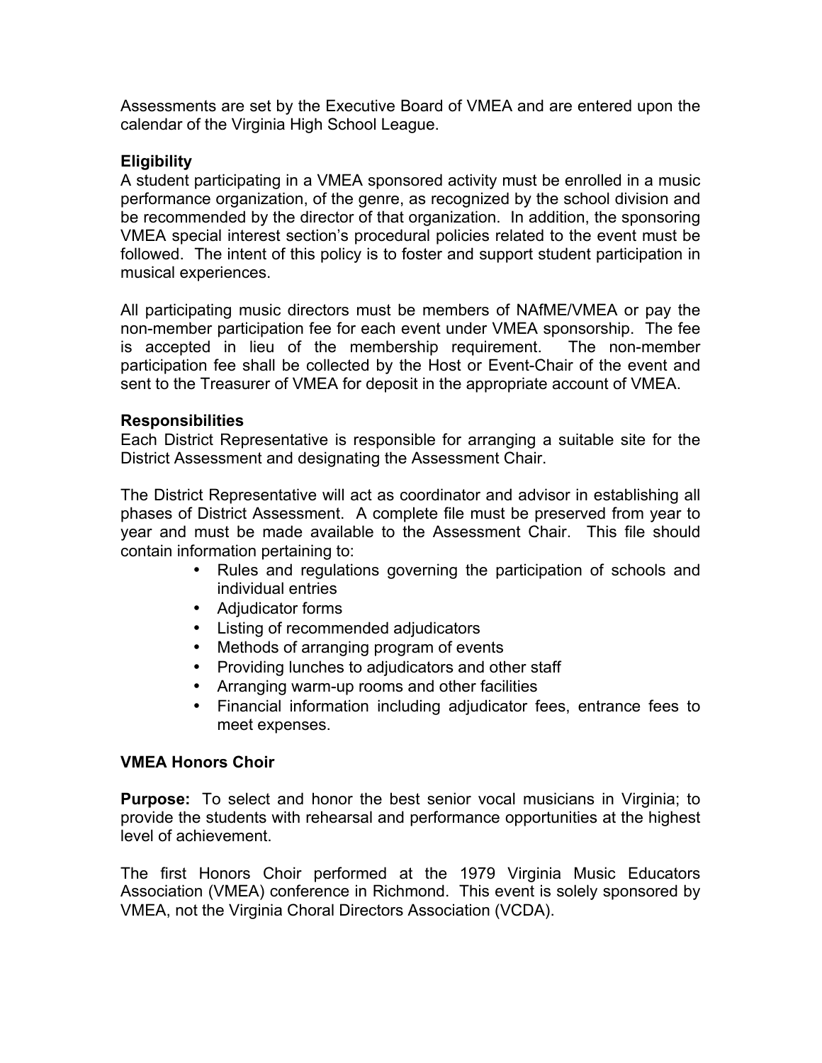Assessments are set by the Executive Board of VMEA and are entered upon the calendar of the Virginia High School League.

**Eligibility**

A student participating in a VMEA sponsored activity must be enrolled in a music performance organization, of the genre, as recognized by the school division and be recommended by the director of that organization. In addition, the sponsoring VMEA special interest section's procedural policies related to the event must be followed. The intent of this policy is to foster and support student participation in musical experiences.

All participating music directors must be members of NAfME/VMEA or pay the non-member participation fee for each event under VMEA sponsorship. The fee is accepted in lieu of the membership requirement. The non-member participation fee shall be collected by the Host or Event-Chair of the event and sent to the Treasurer of VMEA for deposit in the appropriate account of VMEA.

**Responsibilities**

Each District Representative is responsible for arranging a suitable site for the District Assessment and designating the Assessment Chair.

The District Representative will act as coordinator and advisor in establishing all phases of District Assessment. A complete file must be preserved from year to year and must be made available to the Assessment Chair. This file should contain information pertaining to:

- Rules and regulations governing the participation of schools and individual entries
- Adjudicator forms
- Listing of recommended adjudicators
- Methods of arranging program of events
- Providing lunches to adjudicators and other staff
- Arranging warm-up rooms and other facilities
- Financial information including adjudicator fees, entrance fees to meet expenses.

**VMEA Honors Choir**

**Purpose:** To select and honor the best senior vocal musicians in Virginia; to provide the students with rehearsal and performance opportunities at the highest level of achievement.

The first Honors Choir performed at the 1979 Virginia Music Educators Association (VMEA) conference in Richmond. This event is solely sponsored by VMEA, not the Virginia Choral Directors Association (VCDA).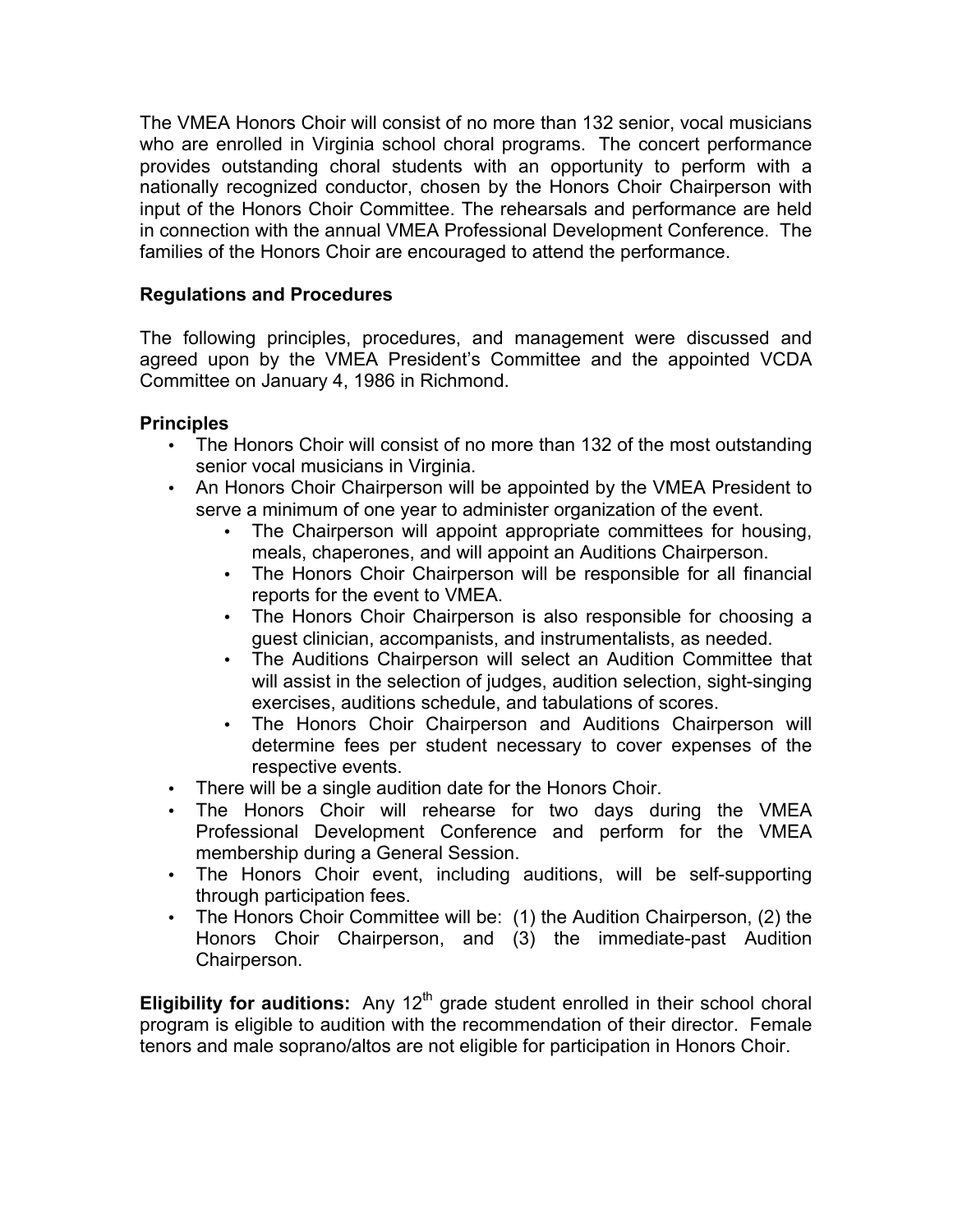The VMEA Honors Choir will consist of no more than 132 senior, vocal musicians who are enrolled in Virginia school choral programs. The concert performance provides outstanding choral students with an opportunity to perform with a nationally recognized conductor, chosen by the Honors Choir Chairperson with input of the Honors Choir Committee. The rehearsals and performance are held in connection with the annual VMEA Professional Development Conference. The families of the Honors Choir are encouraged to attend the performance.

**Regulations and Procedures**

The following principles, procedures, and management were discussed and agreed upon by the VMEA President's Committee and the appointed VCDA Committee on January 4, 1986 in Richmond.

**Principles**

- The Honors Choir will consist of no more than 132 of the most outstanding senior vocal musicians in Virginia.
- An Honors Choir Chairperson will be appointed by the VMEA President to serve a minimum of one year to administer organization of the event.
  - The Chairperson will appoint appropriate committees for housing, meals, chaperones, and will appoint an Auditions Chairperson.
  - The Honors Choir Chairperson will be responsible for all financial reports for the event to VMEA.
  - The Honors Choir Chairperson is also responsible for choosing a guest clinician, accompanists, and instrumentalists, as needed.
  - The Auditions Chairperson will select an Audition Committee that will assist in the selection of judges, audition selection, sight-singing exercises, auditions schedule, and tabulations of scores.
  - The Honors Choir Chairperson and Auditions Chairperson will determine fees per student necessary to cover expenses of the respective events.
- There will be a single audition date for the Honors Choir.
- The Honors Choir will rehearse for two days during the VMEA Professional Development Conference and perform for the VMEA membership during a General Session.
- The Honors Choir event, including auditions, will be self-supporting through participation fees.
- The Honors Choir Committee will be: (1) the Audition Chairperson, (2) the Honors Choir Chairperson, and (3) the immediate-past Audition Chairperson.

**Eligibility for auditions:** Any 12th grade student enrolled in their school choral program is eligible to audition with the recommendation of their director. Female tenors and male soprano/altos are not eligible for participation in Honors Choir.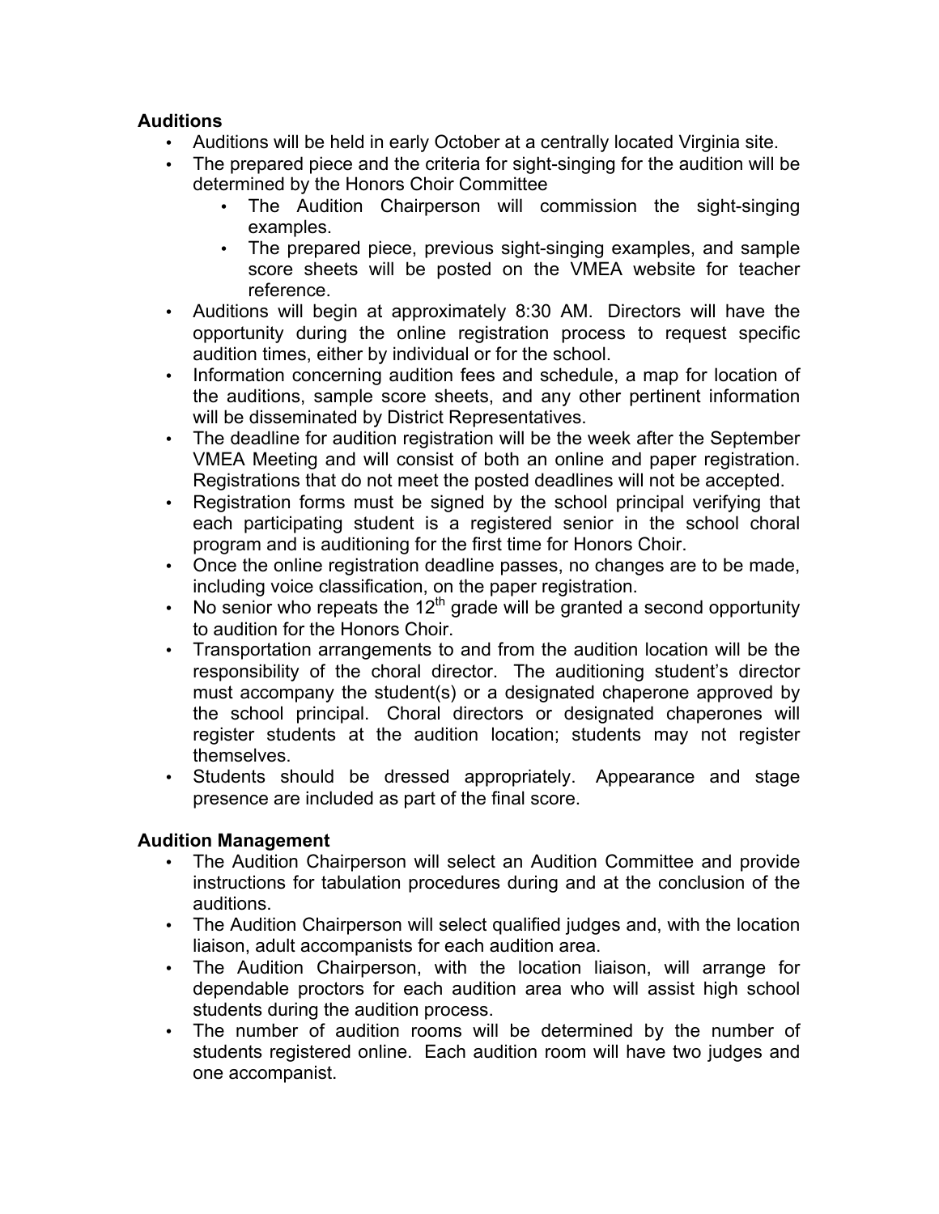**Auditions**

- Auditions will be held in early October at a centrally located Virginia site.
- The prepared piece and the criteria for sight-singing for the audition will be determined by the Honors Choir Committee
    - The Audition Chairperson will commission the sight-singing examples.
    - The prepared piece, previous sight-singing examples, and sample score sheets will be posted on the VMEA website for teacher reference.
- Auditions will begin at approximately 8:30 AM. Directors will have the opportunity during the online registration process to request specific audition times, either by individual or for the school.
- Information concerning audition fees and schedule, a map for location of the auditions, sample score sheets, and any other pertinent information will be disseminated by District Representatives.
- The deadline for audition registration will be the week after the September VMEA Meeting and will consist of both an online and paper registration. Registrations that do not meet the posted deadlines will not be accepted.
- Registration forms must be signed by the school principal verifying that each participating student is a registered senior in the school choral program and is auditioning for the first time for Honors Choir.
- Once the online registration deadline passes, no changes are to be made, including voice classification, on the paper registration.
- No senior who repeats the 12th grade will be granted a second opportunity to audition for the Honors Choir.
- Transportation arrangements to and from the audition location will be the responsibility of the choral director. The auditioning student's director must accompany the student(s) or a designated chaperone approved by the school principal. Choral directors or designated chaperones will register students at the audition location; students may not register themselves.
- Students should be dressed appropriately. Appearance and stage presence are included as part of the final score.

**Audition Management**

- The Audition Chairperson will select an Audition Committee and provide instructions for tabulation procedures during and at the conclusion of the auditions.
- The Audition Chairperson will select qualified judges and, with the location liaison, adult accompanists for each audition area.
- The Audition Chairperson, with the location liaison, will arrange for dependable proctors for each audition area who will assist high school students during the audition process.
- The number of audition rooms will be determined by the number of students registered online. Each audition room will have two judges and one accompanist.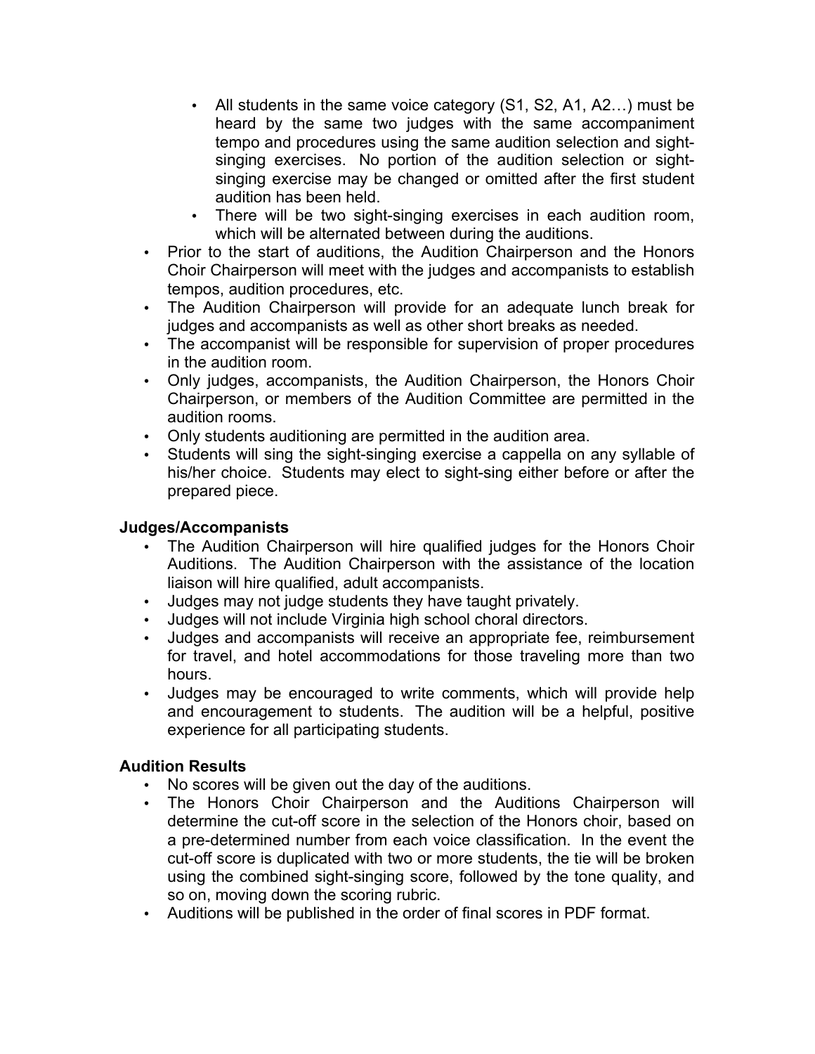- All students in the same voice category (S1, S2, A1, A2…) must be heard by the same two judges with the same accompaniment tempo and procedures using the same audition selection and sight-singing exercises. No portion of the audition selection or sight-singing exercise may be changed or omitted after the first student audition has been held.
    - There will be two sight-singing exercises in each audition room, which will be alternated between during the auditions.
- Prior to the start of auditions, the Audition Chairperson and the Honors Choir Chairperson will meet with the judges and accompanists to establish tempos, audition procedures, etc.
- The Audition Chairperson will provide for an adequate lunch break for judges and accompanists as well as other short breaks as needed.
- The accompanist will be responsible for supervision of proper procedures in the audition room.
- Only judges, accompanists, the Audition Chairperson, the Honors Choir Chairperson, or members of the Audition Committee are permitted in the audition rooms.
- Only students auditioning are permitted in the audition area.
- Students will sing the sight-singing exercise a cappella on any syllable of his/her choice. Students may elect to sight-sing either before or after the prepared piece.

**Judges/Accompanists**

- The Audition Chairperson will hire qualified judges for the Honors Choir Auditions. The Audition Chairperson with the assistance of the location liaison will hire qualified, adult accompanists.
- Judges may not judge students they have taught privately.
- Judges will not include Virginia high school choral directors.
- Judges and accompanists will receive an appropriate fee, reimbursement for travel, and hotel accommodations for those traveling more than two hours.
- Judges may be encouraged to write comments, which will provide help and encouragement to students. The audition will be a helpful, positive experience for all participating students.

**Audition Results**

- No scores will be given out the day of the auditions.
- The Honors Choir Chairperson and the Auditions Chairperson will determine the cut-off score in the selection of the Honors choir, based on a pre-determined number from each voice classification. In the event the cut-off score is duplicated with two or more students, the tie will be broken using the combined sight-singing score, followed by the tone quality, and so on, moving down the scoring rubric.
- Auditions will be published in the order of final scores in PDF format.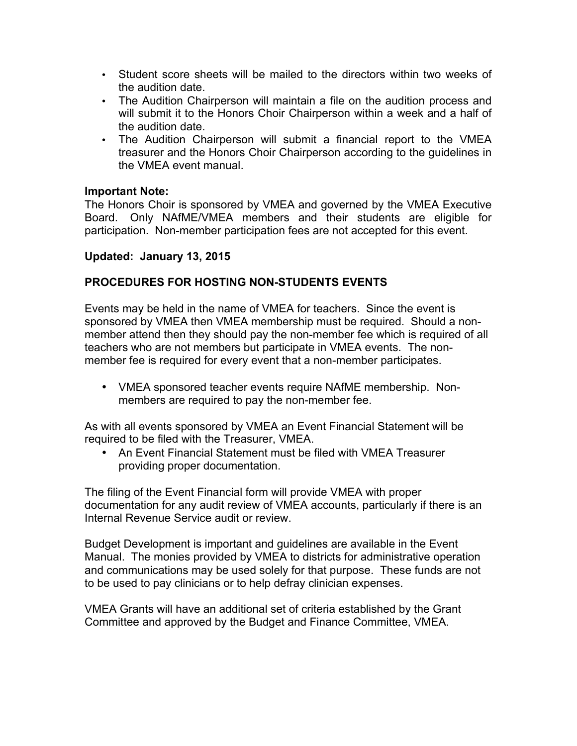- Student score sheets will be mailed to the directors within two weeks of the audition date.
- The Audition Chairperson will maintain a file on the audition process and will submit it to the Honors Choir Chairperson within a week and a half of the audition date.
- The Audition Chairperson will submit a financial report to the VMEA treasurer and the Honors Choir Chairperson according to the guidelines in the VMEA event manual.

**Important Note:**
The Honors Choir is sponsored by VMEA and governed by the VMEA Executive Board. Only NAfME/VMEA members and their students are eligible for participation. Non-member participation fees are not accepted for this event.

**Updated: January 13, 2015**

## PROCEDURES FOR HOSTING NON-STUDENTS EVENTS

Events may be held in the name of VMEA for teachers. Since the event is sponsored by VMEA then VMEA membership must be required. Should a non-member attend then they should pay the non-member fee which is required of all teachers who are not members but participate in VMEA events. The non-member fee is required for every event that a non-member participates.

- VMEA sponsored teacher events require NAfME membership. Non-members are required to pay the non-member fee.

As with all events sponsored by VMEA an Event Financial Statement will be required to be filed with the Treasurer, VMEA.

- An Event Financial Statement must be filed with VMEA Treasurer providing proper documentation.

The filing of the Event Financial form will provide VMEA with proper documentation for any audit review of VMEA accounts, particularly if there is an Internal Revenue Service audit or review.

Budget Development is important and guidelines are available in the Event Manual. The monies provided by VMEA to districts for administrative operation and communications may be used solely for that purpose. These funds are not to be used to pay clinicians or to help defray clinician expenses.

VMEA Grants will have an additional set of criteria established by the Grant Committee and approved by the Budget and Finance Committee, VMEA.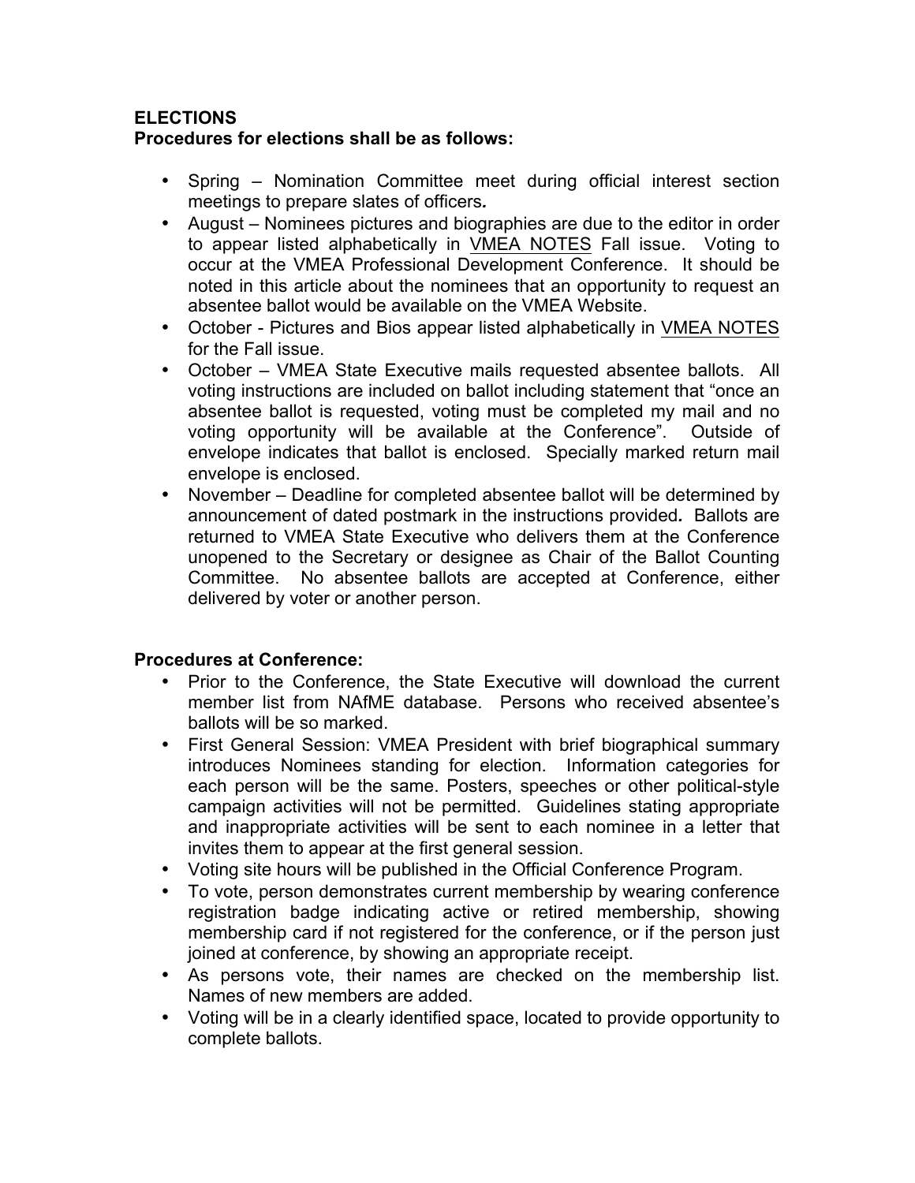**ELECTIONS**
**Procedures for elections shall be as follows:**

- Spring – Nomination Committee meet during official interest section meetings to prepare slates of officers*.*
- August – Nominees pictures and biographies are due to the editor in order to appear listed alphabetically in VMEA NOTES Fall issue. Voting to occur at the VMEA Professional Development Conference. It should be noted in this article about the nominees that an opportunity to request an absentee ballot would be available on the VMEA Website.
- October - Pictures and Bios appear listed alphabetically in VMEA NOTES for the Fall issue.
- October – VMEA State Executive mails requested absentee ballots. All voting instructions are included on ballot including statement that "once an absentee ballot is requested, voting must be completed my mail and no voting opportunity will be available at the Conference". Outside of envelope indicates that ballot is enclosed. Specially marked return mail envelope is enclosed.
- November – Deadline for completed absentee ballot will be determined by announcement of dated postmark in the instructions provided*.* Ballots are returned to VMEA State Executive who delivers them at the Conference unopened to the Secretary or designee as Chair of the Ballot Counting Committee. No absentee ballots are accepted at Conference, either delivered by voter or another person.

**Procedures at Conference:**

- Prior to the Conference, the State Executive will download the current member list from NAfME database. Persons who received absentee's ballots will be so marked.
- First General Session: VMEA President with brief biographical summary introduces Nominees standing for election. Information categories for each person will be the same. Posters, speeches or other political-style campaign activities will not be permitted. Guidelines stating appropriate and inappropriate activities will be sent to each nominee in a letter that invites them to appear at the first general session.
- Voting site hours will be published in the Official Conference Program.
- To vote, person demonstrates current membership by wearing conference registration badge indicating active or retired membership, showing membership card if not registered for the conference, or if the person just joined at conference, by showing an appropriate receipt.
- As persons vote, their names are checked on the membership list. Names of new members are added.
- Voting will be in a clearly identified space, located to provide opportunity to complete ballots.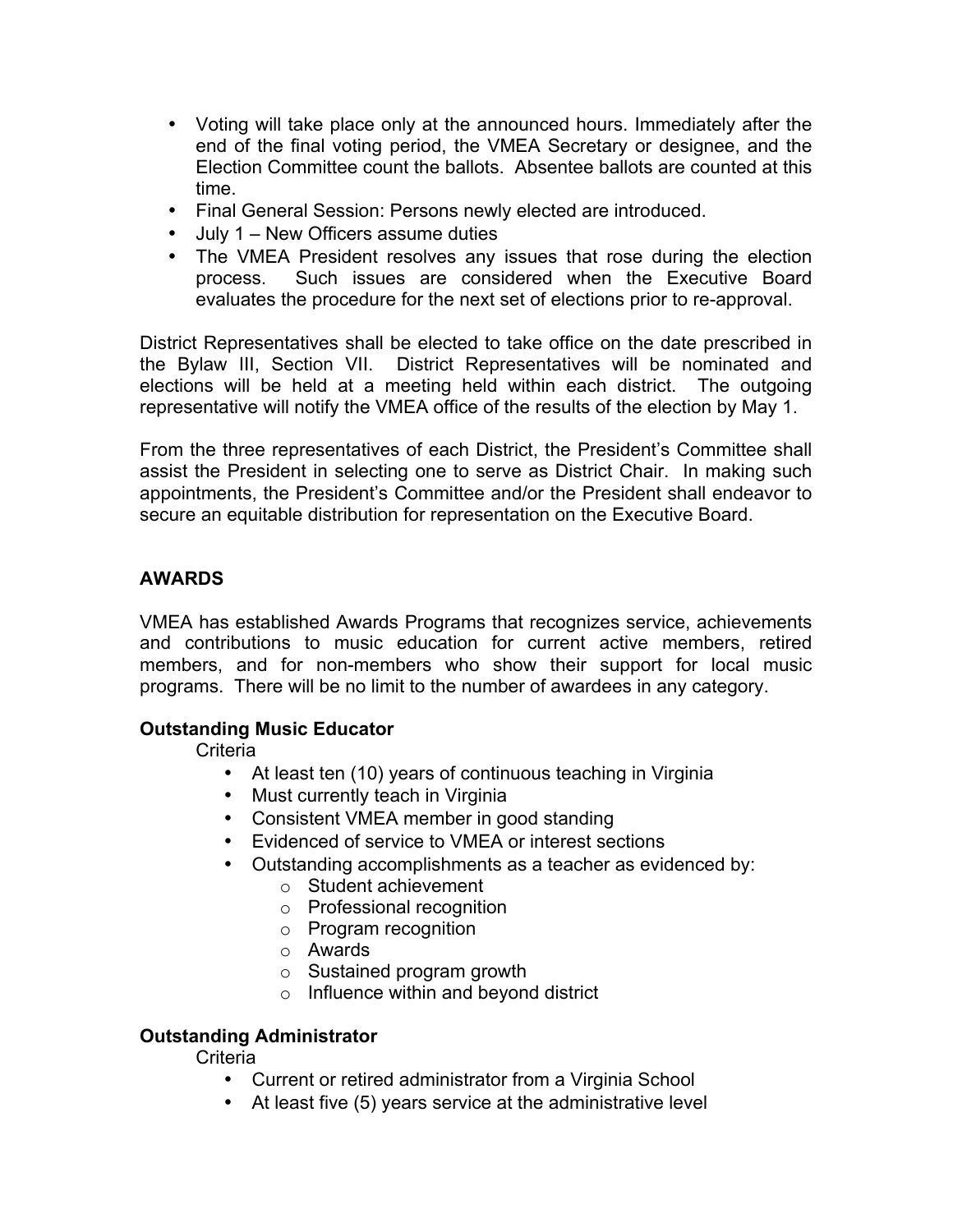- Voting will take place only at the announced hours. Immediately after the end of the final voting period, the VMEA Secretary or designee, and the Election Committee count the ballots. Absentee ballots are counted at this time.
- Final General Session: Persons newly elected are introduced.
- July 1 – New Officers assume duties
- The VMEA President resolves any issues that rose during the election process. Such issues are considered when the Executive Board evaluates the procedure for the next set of elections prior to re-approval.

District Representatives shall be elected to take office on the date prescribed in the Bylaw III, Section VII. District Representatives will be nominated and elections will be held at a meeting held within each district. The outgoing representative will notify the VMEA office of the results of the election by May 1.

From the three representatives of each District, the President's Committee shall assist the President in selecting one to serve as District Chair. In making such appointments, the President's Committee and/or the President shall endeavor to secure an equitable distribution for representation on the Executive Board.

## AWARDS

VMEA has established Awards Programs that recognizes service, achievements and contributions to music education for current active members, retired members, and for non-members who show their support for local music programs. There will be no limit to the number of awardees in any category.

### Outstanding Music Educator

Criteria

- At least ten (10) years of continuous teaching in Virginia
- Must currently teach in Virginia
- Consistent VMEA member in good standing
- Evidenced of service to VMEA or interest sections
- Outstanding accomplishments as a teacher as evidenced by:
  - Student achievement
  - Professional recognition
  - Program recognition
  - Awards
  - Sustained program growth
  - Influence within and beyond district

### Outstanding Administrator

Criteria

- Current or retired administrator from a Virginia School
- At least five (5) years service at the administrative level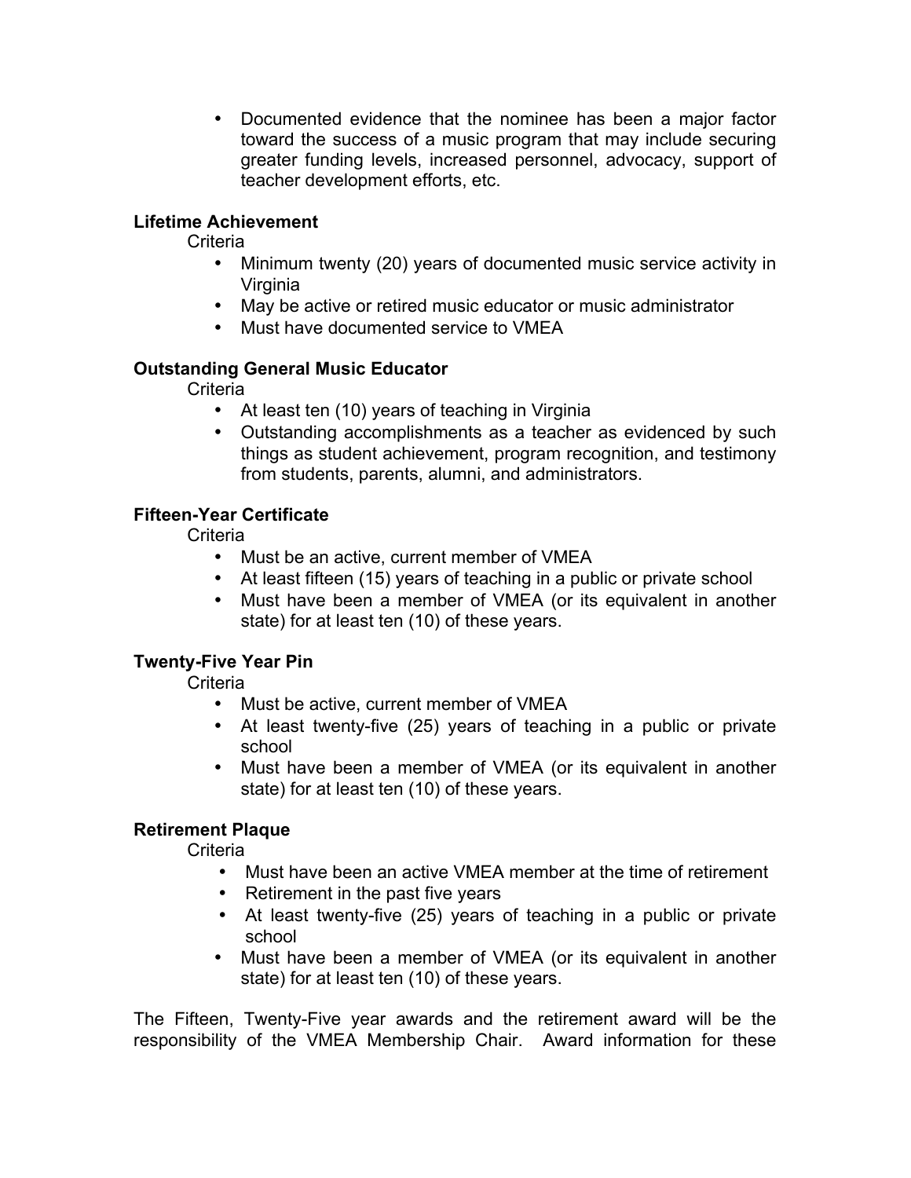- Documented evidence that the nominee has been a major factor toward the success of a music program that may include securing greater funding levels, increased personnel, advocacy, support of teacher development efforts, etc.

**Lifetime Achievement**

Criteria

- Minimum twenty (20) years of documented music service activity in Virginia
- May be active or retired music educator or music administrator
- Must have documented service to VMEA

**Outstanding General Music Educator**

Criteria

- At least ten (10) years of teaching in Virginia
- Outstanding accomplishments as a teacher as evidenced by such things as student achievement, program recognition, and testimony from students, parents, alumni, and administrators.

**Fifteen-Year Certificate**

Criteria

- Must be an active, current member of VMEA
- At least fifteen (15) years of teaching in a public or private school
- Must have been a member of VMEA (or its equivalent in another state) for at least ten (10) of these years.

**Twenty-Five Year Pin**

Criteria

- Must be active, current member of VMEA
- At least twenty-five (25) years of teaching in a public or private school
- Must have been a member of VMEA (or its equivalent in another state) for at least ten (10) of these years.

**Retirement Plaque**

Criteria

- Must have been an active VMEA member at the time of retirement
- Retirement in the past five years
- At least twenty-five (25) years of teaching in a public or private school
- Must have been a member of VMEA (or its equivalent in another state) for at least ten (10) of these years.

The Fifteen, Twenty-Five year awards and the retirement award will be the responsibility of the VMEA Membership Chair. Award information for these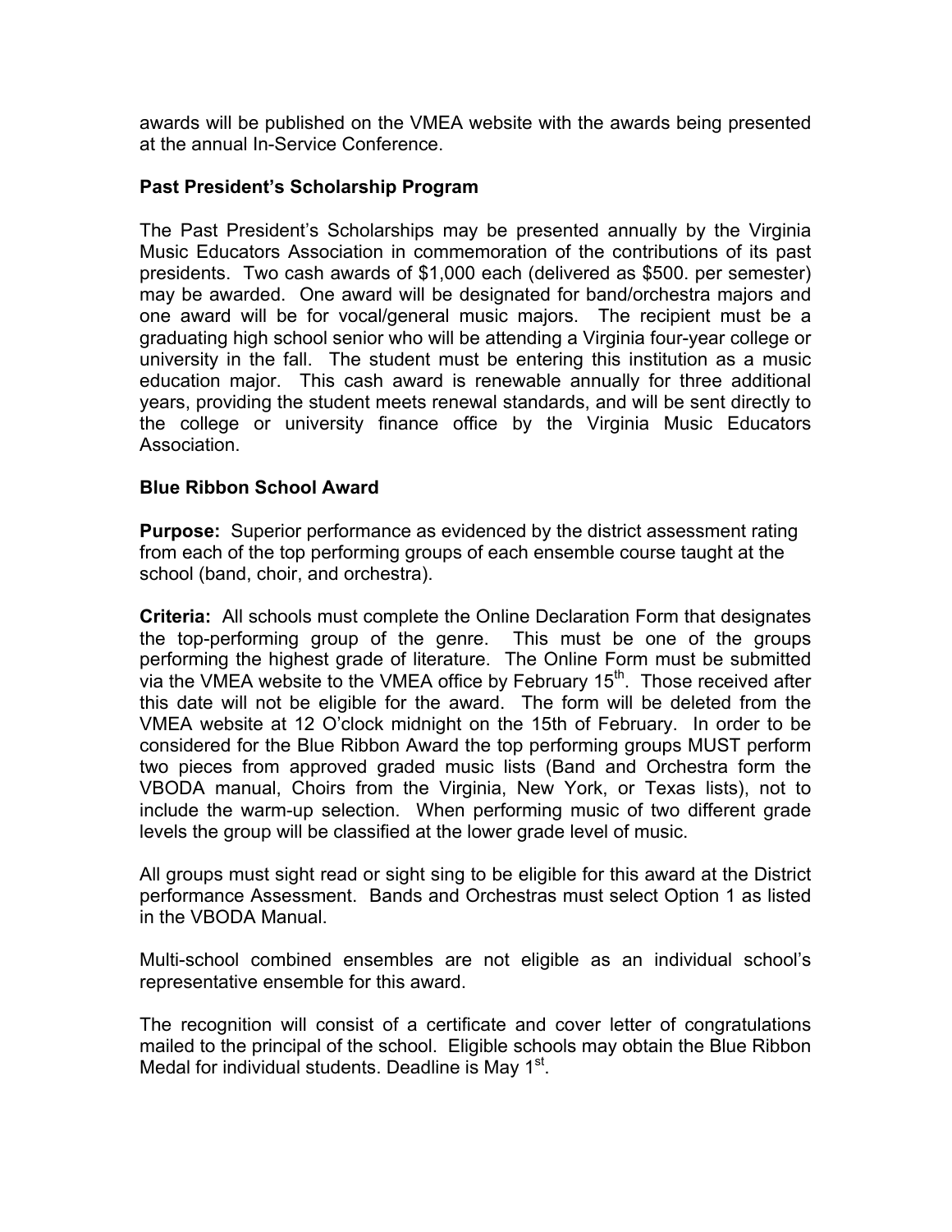awards will be published on the VMEA website with the awards being presented at the annual In-Service Conference.

### Past President's Scholarship Program

The Past President's Scholarships may be presented annually by the Virginia Music Educators Association in commemoration of the contributions of its past presidents. Two cash awards of $1,000 each (delivered as $500. per semester) may be awarded. One award will be designated for band/orchestra majors and one award will be for vocal/general music majors. The recipient must be a graduating high school senior who will be attending a Virginia four-year college or university in the fall. The student must be entering this institution as a music education major. This cash award is renewable annually for three additional years, providing the student meets renewal standards, and will be sent directly to the college or university finance office by the Virginia Music Educators Association.

### Blue Ribbon School Award

**Purpose:** Superior performance as evidenced by the district assessment rating from each of the top performing groups of each ensemble course taught at the school (band, choir, and orchestra).

**Criteria:** All schools must complete the Online Declaration Form that designates the top-performing group of the genre. This must be one of the groups performing the highest grade of literature. The Online Form must be submitted via the VMEA website to the VMEA office by February 15th. Those received after this date will not be eligible for the award. The form will be deleted from the VMEA website at 12 O'clock midnight on the 15th of February. In order to be considered for the Blue Ribbon Award the top performing groups MUST perform two pieces from approved graded music lists (Band and Orchestra form the VBODA manual, Choirs from the Virginia, New York, or Texas lists), not to include the warm-up selection. When performing music of two different grade levels the group will be classified at the lower grade level of music.

All groups must sight read or sight sing to be eligible for this award at the District performance Assessment. Bands and Orchestras must select Option 1 as listed in the VBODA Manual.

Multi-school combined ensembles are not eligible as an individual school's representative ensemble for this award.

The recognition will consist of a certificate and cover letter of congratulations mailed to the principal of the school. Eligible schools may obtain the Blue Ribbon Medal for individual students. Deadline is May 1st.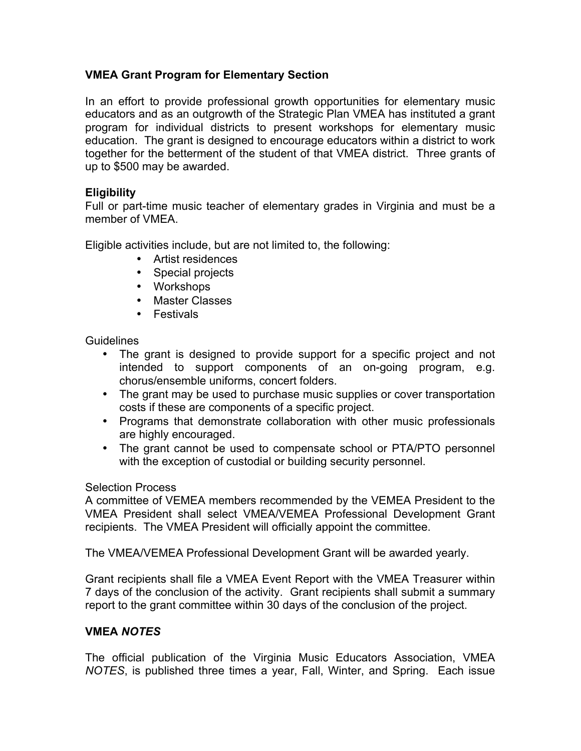**VMEA Grant Program for Elementary Section**

In an effort to provide professional growth opportunities for elementary music educators and as an outgrowth of the Strategic Plan VMEA has instituted a grant program for individual districts to present workshops for elementary music education. The grant is designed to encourage educators within a district to work together for the betterment of the student of that VMEA district. Three grants of up to $500 may be awarded.

**Eligibility**
Full or part-time music teacher of elementary grades in Virginia and must be a member of VMEA.

Eligible activities include, but are not limited to, the following:

- Artist residences
- Special projects
- Workshops
- Master Classes
- Festivals

Guidelines

- The grant is designed to provide support for a specific project and not intended to support components of an on-going program, e.g. chorus/ensemble uniforms, concert folders.
- The grant may be used to purchase music supplies or cover transportation costs if these are components of a specific project.
- Programs that demonstrate collaboration with other music professionals are highly encouraged.
- The grant cannot be used to compensate school or PTA/PTO personnel with the exception of custodial or building security personnel.

Selection Process
A committee of VEMEA members recommended by the VEMEA President to the VMEA President shall select VMEA/VEMEA Professional Development Grant recipients. The VMEA President will officially appoint the committee.

The VMEA/VEMEA Professional Development Grant will be awarded yearly.

Grant recipients shall file a VMEA Event Report with the VMEA Treasurer within 7 days of the conclusion of the activity. Grant recipients shall submit a summary report to the grant committee within 30 days of the conclusion of the project.

**VMEA *NOTES***

The official publication of the Virginia Music Educators Association, VMEA *NOTES*, is published three times a year, Fall, Winter, and Spring. Each issue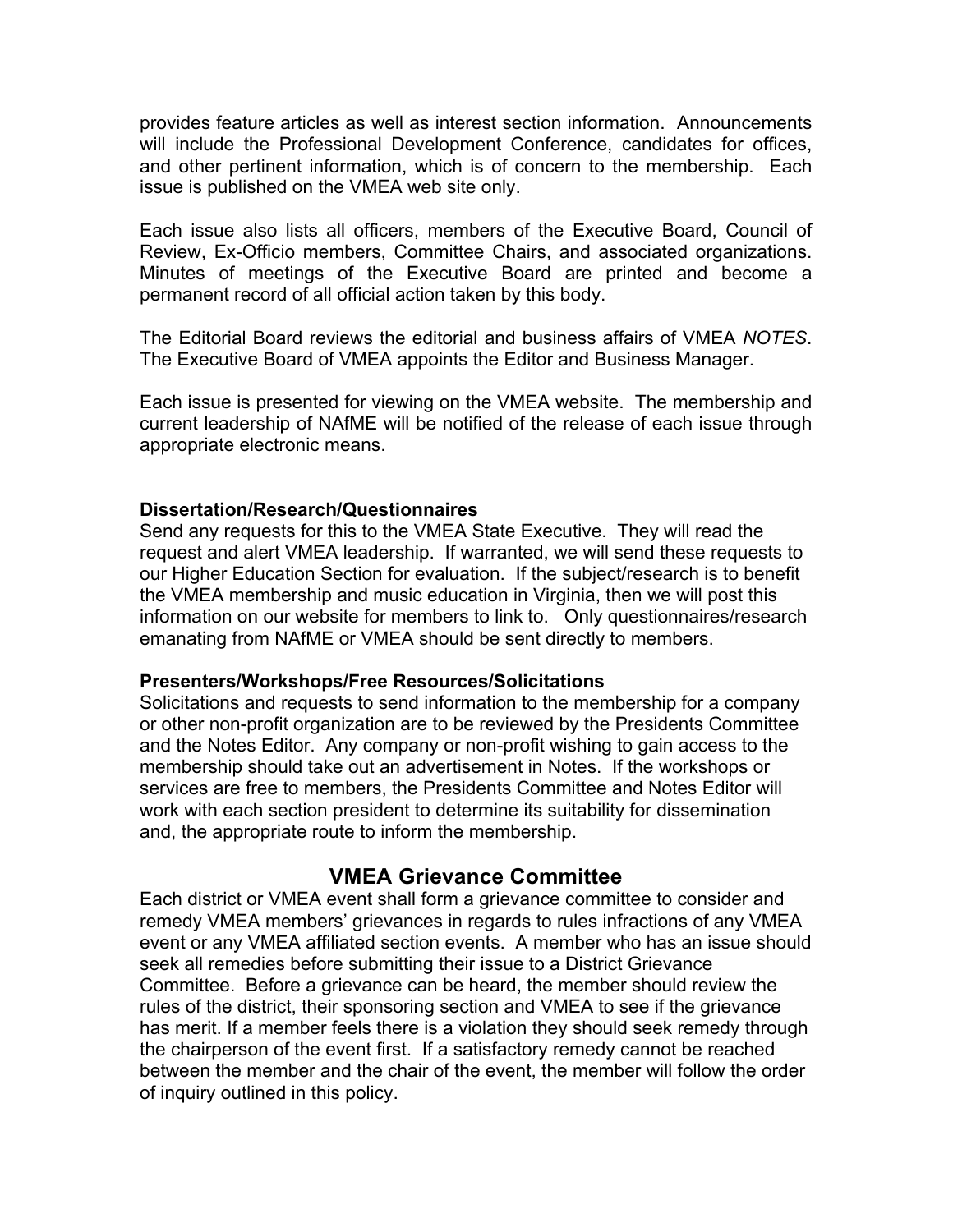provides feature articles as well as interest section information. Announcements will include the Professional Development Conference, candidates for offices, and other pertinent information, which is of concern to the membership. Each issue is published on the VMEA web site only.

Each issue also lists all officers, members of the Executive Board, Council of Review, Ex-Officio members, Committee Chairs, and associated organizations. Minutes of meetings of the Executive Board are printed and become a permanent record of all official action taken by this body.

The Editorial Board reviews the editorial and business affairs of VMEA *NOTES*. The Executive Board of VMEA appoints the Editor and Business Manager.

Each issue is presented for viewing on the VMEA website. The membership and current leadership of NAfME will be notified of the release of each issue through appropriate electronic means.

**Dissertation/Research/Questionnaires**

Send any requests for this to the VMEA State Executive. They will read the request and alert VMEA leadership. If warranted, we will send these requests to our Higher Education Section for evaluation. If the subject/research is to benefit the VMEA membership and music education in Virginia, then we will post this information on our website for members to link to. Only questionnaires/research emanating from NAfME or VMEA should be sent directly to members.

**Presenters/Workshops/Free Resources/Solicitations**

Solicitations and requests to send information to the membership for a company or other non-profit organization are to be reviewed by the Presidents Committee and the Notes Editor. Any company or non-profit wishing to gain access to the membership should take out an advertisement in Notes. If the workshops or services are free to members, the Presidents Committee and Notes Editor will work with each section president to determine its suitability for dissemination and, the appropriate route to inform the membership.

## VMEA Grievance Committee

Each district or VMEA event shall form a grievance committee to consider and remedy VMEA members' grievances in regards to rules infractions of any VMEA event or any VMEA affiliated section events. A member who has an issue should seek all remedies before submitting their issue to a District Grievance Committee. Before a grievance can be heard, the member should review the rules of the district, their sponsoring section and VMEA to see if the grievance has merit. If a member feels there is a violation they should seek remedy through the chairperson of the event first. If a satisfactory remedy cannot be reached between the member and the chair of the event, the member will follow the order of inquiry outlined in this policy.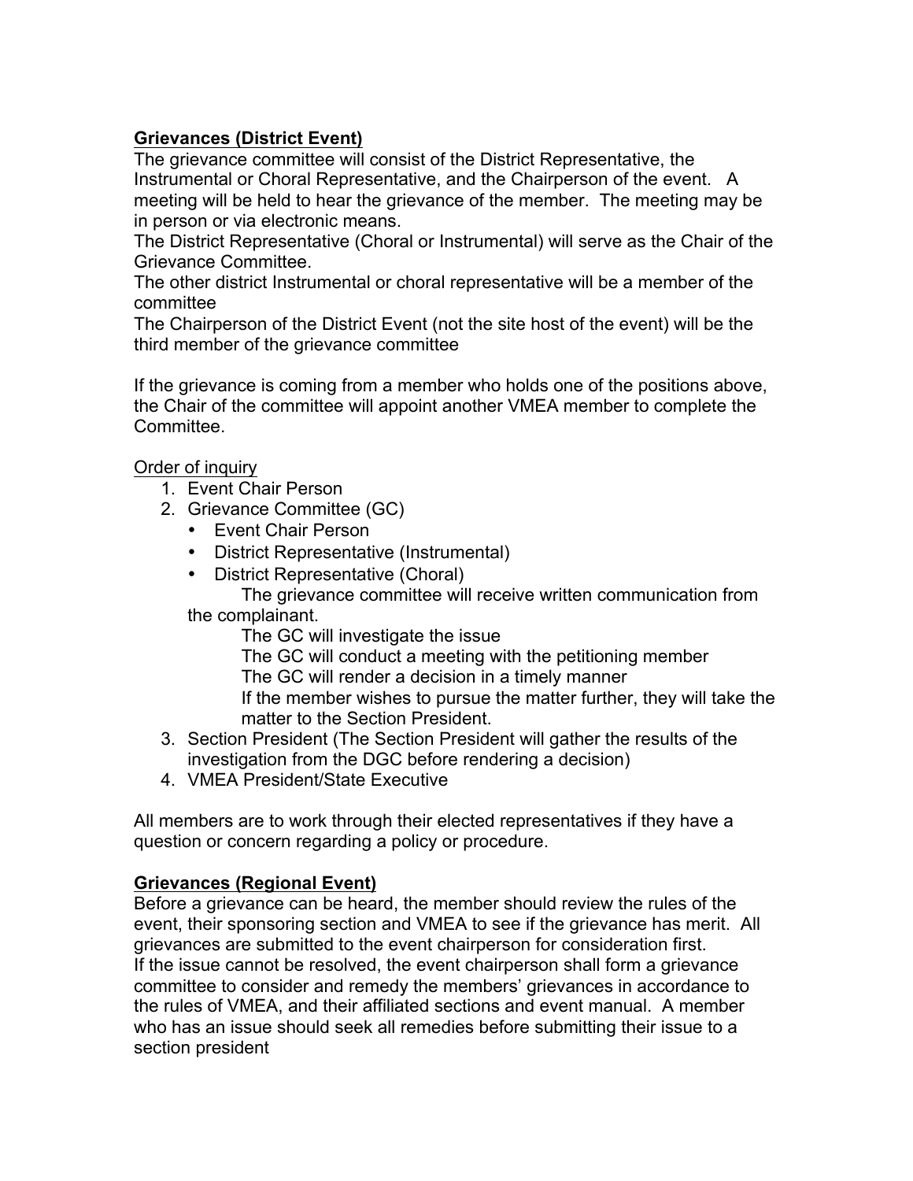**Grievances (District Event)**

The grievance committee will consist of the District Representative, the Instrumental or Choral Representative, and the Chairperson of the event. A meeting will be held to hear the grievance of the member. The meeting may be in person or via electronic means.

The District Representative (Choral or Instrumental) will serve as the Chair of the Grievance Committee.

The other district Instrumental or choral representative will be a member of the committee

The Chairperson of the District Event (not the site host of the event) will be the third member of the grievance committee

If the grievance is coming from a member who holds one of the positions above, the Chair of the committee will appoint another VMEA member to complete the Committee.

Order of inquiry

1. Event Chair Person
2. Grievance Committee (GC)
   - Event Chair Person
   - District Representative (Instrumental)
   - District Representative (Choral)

   The grievance committee will receive written communication from the complainant.

   The GC will investigate the issue

   The GC will conduct a meeting with the petitioning member

   The GC will render a decision in a timely manner

   If the member wishes to pursue the matter further, they will take the matter to the Section President.
3. Section President (The Section President will gather the results of the investigation from the DGC before rendering a decision)
4. VMEA President/State Executive

All members are to work through their elected representatives if they have a question or concern regarding a policy or procedure.

**Grievances (Regional Event)**

Before a grievance can be heard, the member should review the rules of the event, their sponsoring section and VMEA to see if the grievance has merit. All grievances are submitted to the event chairperson for consideration first.

If the issue cannot be resolved, the event chairperson shall form a grievance committee to consider and remedy the members' grievances in accordance to the rules of VMEA, and their affiliated sections and event manual. A member who has an issue should seek all remedies before submitting their issue to a section president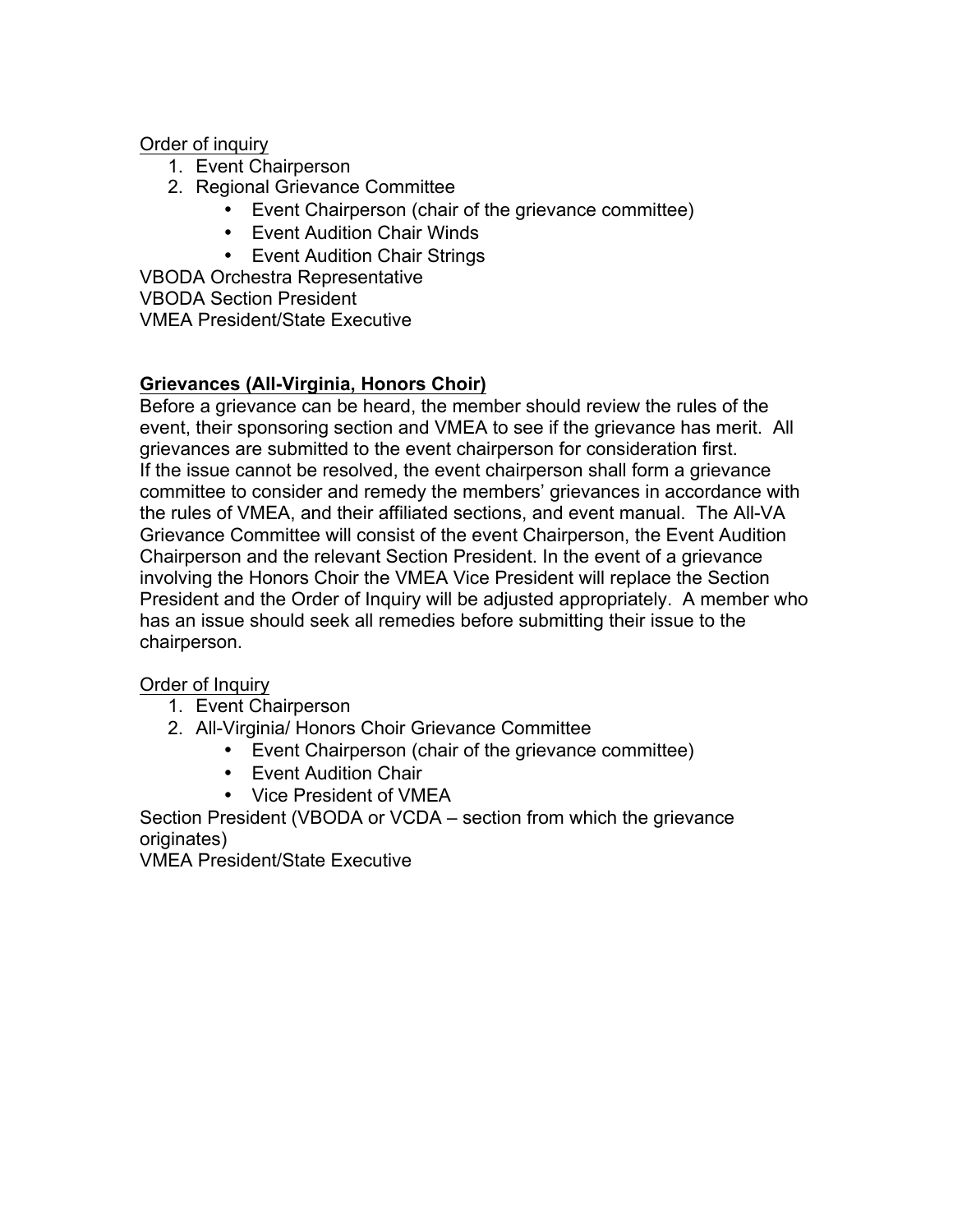<u>Order of inquiry</u>

1. Event Chairperson
2. Regional Grievance Committee
   - Event Chairperson (chair of the grievance committee)
   - Event Audition Chair Winds
   - Event Audition Chair Strings

VBODA Orchestra Representative
VBODA Section President
VMEA President/State Executive

## Grievances (All-Virginia, Honors Choir)

Before a grievance can be heard, the member should review the rules of the event, their sponsoring section and VMEA to see if the grievance has merit. All grievances are submitted to the event chairperson for consideration first. If the issue cannot be resolved, the event chairperson shall form a grievance committee to consider and remedy the members' grievances in accordance with the rules of VMEA, and their affiliated sections, and event manual. The All-VA Grievance Committee will consist of the event Chairperson, the Event Audition Chairperson and the relevant Section President. In the event of a grievance involving the Honors Choir the VMEA Vice President will replace the Section President and the Order of Inquiry will be adjusted appropriately. A member who has an issue should seek all remedies before submitting their issue to the chairperson.

<u>Order of Inquiry</u>

1. Event Chairperson
2. All-Virginia/ Honors Choir Grievance Committee
   - Event Chairperson (chair of the grievance committee)
   - Event Audition Chair
   - Vice President of VMEA

Section President (VBODA or VCDA – section from which the grievance originates)
VMEA President/State Executive